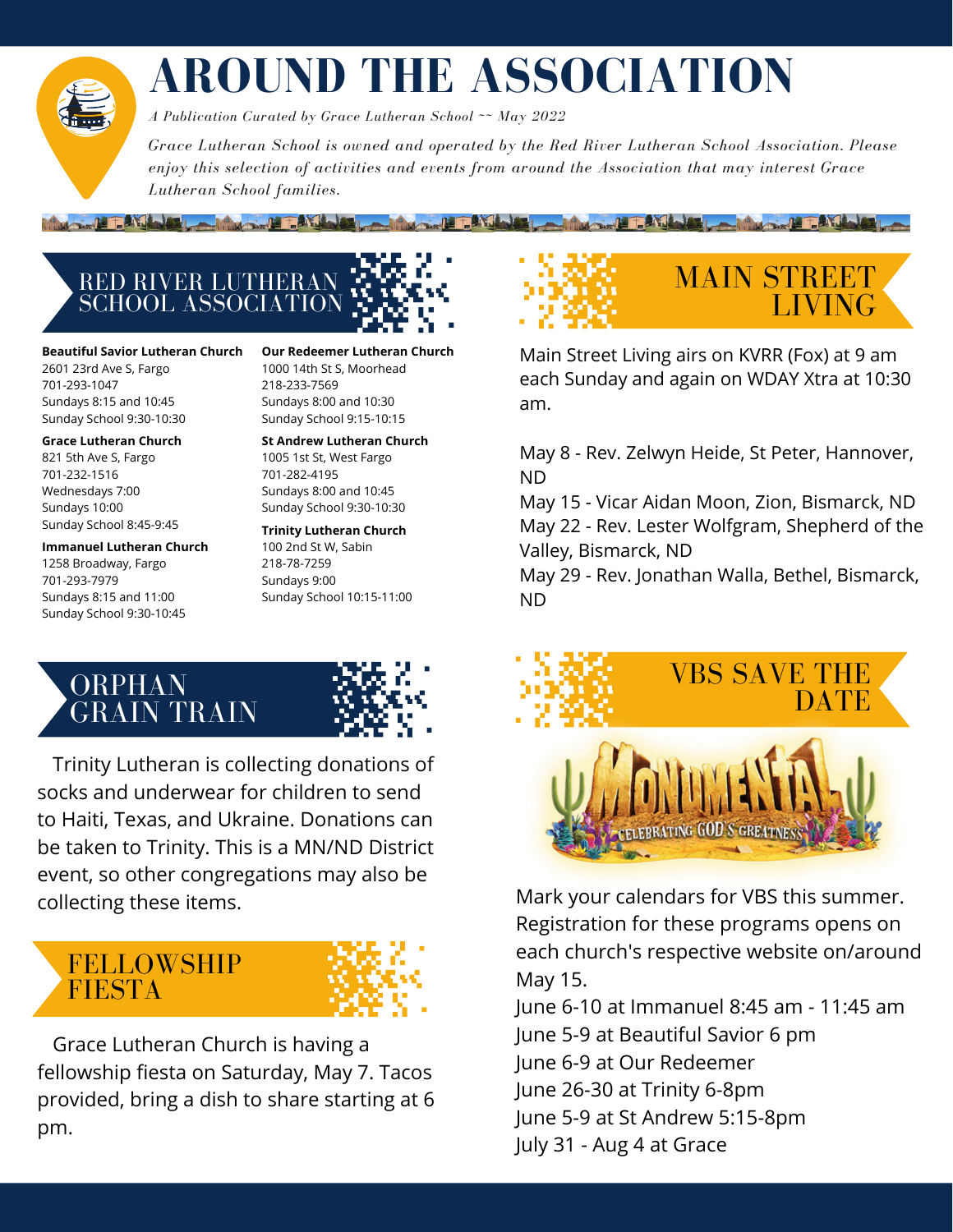# AROUND THE ASSOCIATION

*A Publication Curated by Grace Lutheran School ~~ May 2022*

*Grace Lutheran School is owned and operated by the Red River Lutheran School Association. Please enjoy this selection of activities and events from around the Association that may interest Grace Lutheran School families.*

## RED RIVER LUTHERAN SCHOOL ASSOCIATION

**Beautiful Savior Lutheran Church**
2601 23rd Ave S, Fargo
701-293-1047
Sundays 8:15 and 10:45
Sunday School 9:30-10:30

**Grace Lutheran Church**
821 5th Ave S, Fargo
701-232-1516
Wednesdays 7:00
Sundays 10:00
Sunday School 8:45-9:45

**Immanuel Lutheran Church**
1258 Broadway, Fargo
701-293-7979
Sundays 8:15 and 11:00
Sunday School 9:30-10:45

**Our Redeemer Lutheran Church**
1000 14th St S, Moorhead
218-233-7569
Sundays 8:00 and 10:30
Sunday School 9:15-10:15

**St Andrew Lutheran Church**
1005 1st St, West Fargo
701-282-4195
Sundays 8:00 and 10:45
Sunday School 9:30-10:30

**Trinity Lutheran Church**
100 2nd St W, Sabin
218-78-7259
Sundays 9:00
Sunday School 10:15-11:00

## ORPHAN GRAIN TRAIN

Trinity Lutheran is collecting donations of socks and underwear for children to send to Haiti, Texas, and Ukraine. Donations can be taken to Trinity. This is a MN/ND District event, so other congregations may also be collecting these items.

## FELLOWSHIP FIESTA

Grace Lutheran Church is having a fellowship fiesta on Saturday, May 7. Tacos provided, bring a dish to share starting at 6 pm.

## MAIN STREET LIVING

Main Street Living airs on KVRR (Fox) at 9 am each Sunday and again on WDAY Xtra at 10:30 am.

May 8 - Rev. Zelwyn Heide, St Peter, Hannover, ND
May 15 - Vicar Aidan Moon, Zion, Bismarck, ND
May 22 - Rev. Lester Wolfgram, Shepherd of the Valley, Bismarck, ND
May 29 - Rev. Jonathan Walla, Bethel, Bismarck, ND

## VBS SAVE THE DATE

MONUMENTAL
CELEBRATING GOD'S GREATNESS

Mark your calendars for VBS this summer. Registration for these programs opens on each church's respective website on/around May 15.

June 6-10 at Immanuel 8:45 am - 11:45 am
June 5-9 at Beautiful Savior 6 pm
June 6-9 at Our Redeemer
June 26-30 at Trinity 6-8pm
June 5-9 at St Andrew 5:15-8pm
July 31 - Aug 4 at Grace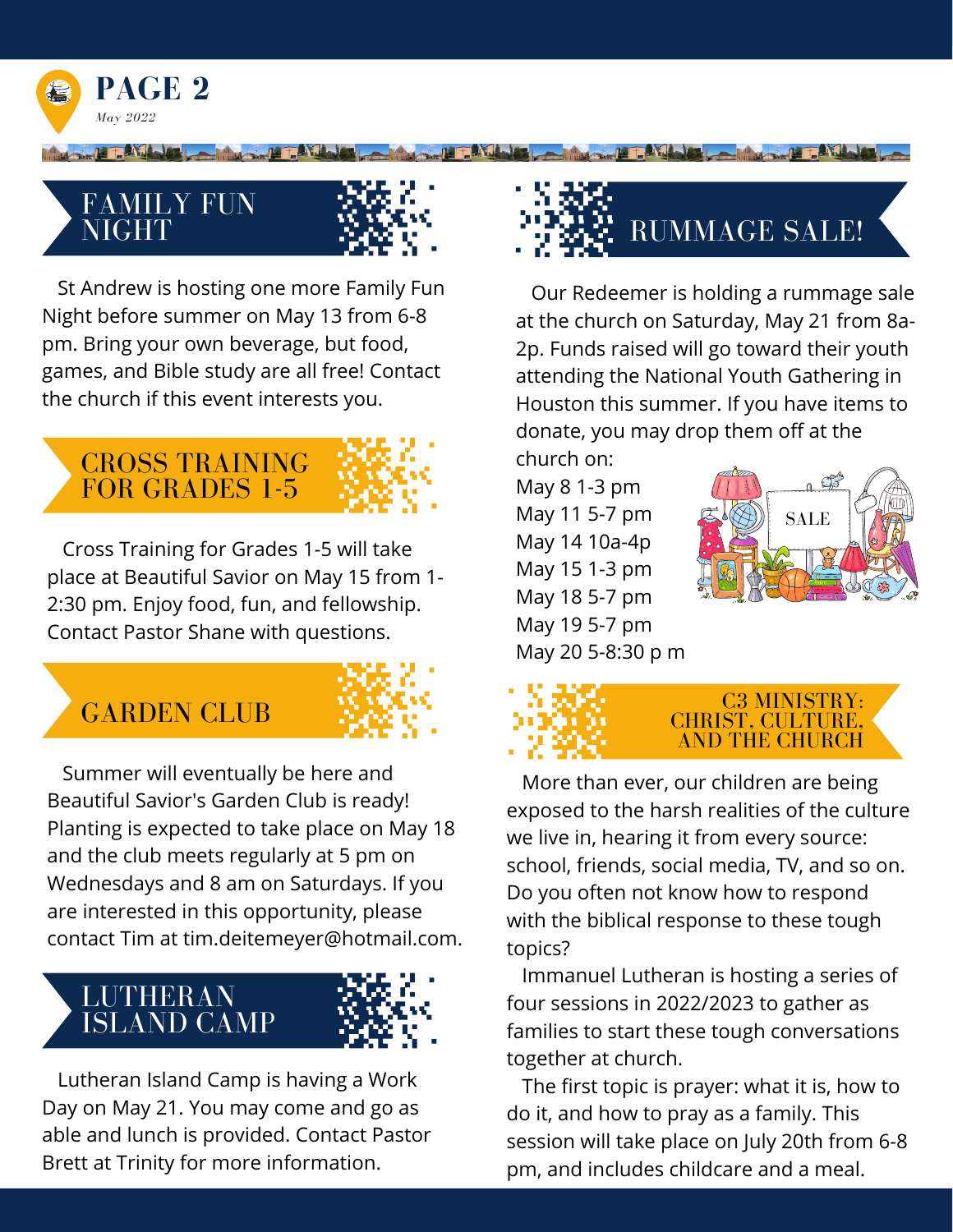# PAGE 2

*May 2022*

## FAMILY FUN NIGHT

St Andrew is hosting one more Family Fun Night before summer on May 13 from 6-8 pm. Bring your own beverage, but food, games, and Bible study are all free! Contact the church if this event interests you.

## CROSS TRAINING FOR GRADES 1-5

Cross Training for Grades 1-5 will take place at Beautiful Savior on May 15 from 1-2:30 pm. Enjoy food, fun, and fellowship. Contact Pastor Shane with questions.

## GARDEN CLUB

Summer will eventually be here and Beautiful Savior's Garden Club is ready! Planting is expected to take place on May 18 and the club meets regularly at 5 pm on Wednesdays and 8 am on Saturdays. If you are interested in this opportunity, please contact Tim at tim.deitemeyer@hotmail.com.

## LUTHERAN ISLAND CAMP

Lutheran Island Camp is having a Work Day on May 21. You may come and go as able and lunch is provided. Contact Pastor Brett at Trinity for more information.

## RUMMAGE SALE!

Our Redeemer is holding a rummage sale at the church on Saturday, May 21 from 8a-2p. Funds raised will go toward their youth attending the National Youth Gathering in Houston this summer. If you have items to donate, you may drop them off at the church on:

May 8 1-3 pm  
May 11 5-7 pm  
May 14 10a-4p  
May 15 1-3 pm  
May 18 5-7 pm  
May 19 5-7 pm  
May 20 5-8:30 p m

SALE

## C3 MINISTRY: CHRIST, CULTURE, AND THE CHURCH

More than ever, our children are being exposed to the harsh realities of the culture we live in, hearing it from every source: school, friends, social media, TV, and so on. Do you often not know how to respond with the biblical response to these tough topics?

Immanuel Lutheran is hosting a series of four sessions in 2022/2023 to gather as families to start these tough conversations together at church.

The first topic is prayer: what it is, how to do it, and how to pray as a family. This session will take place on July 20th from 6-8 pm, and includes childcare and a meal.